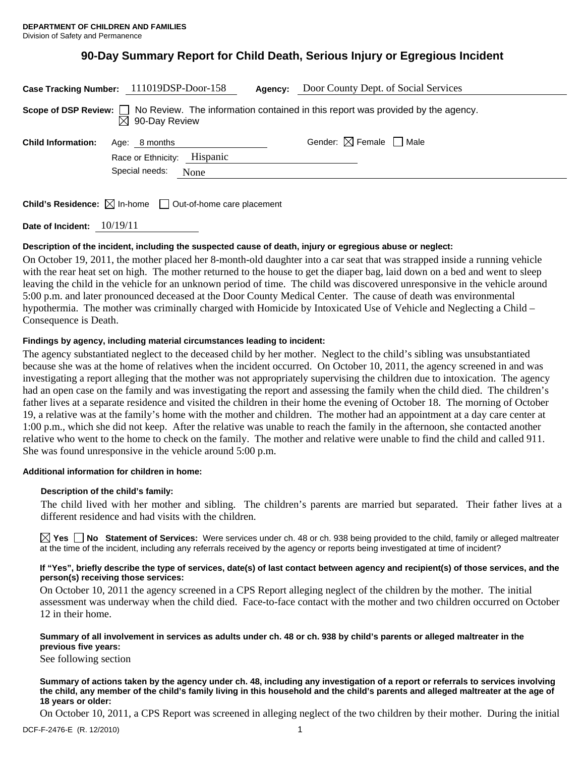**DEPARTMENT OF CHILDREN AND FAMILIES**
Division of Safety and Permanence

# 90-Day Summary Report for Child Death, Serious Injury or Egregious Incident

**Case Tracking Number:** 111019DSP-Door-158 **Agency:** Door County Dept. of Social Services

**Scope of DSP Review:** ☐ No Review. The information contained in this report was provided by the agency.
☒ 90-Day Review

**Child Information:** Age: 8 months Gender: ☒ Female ☐ Male
Race or Ethnicity: Hispanic
Special needs: None

**Child's Residence:** ☒ In-home ☐ Out-of-home care placement

**Date of Incident:** 10/19/11

**Description of the incident, including the suspected cause of death, injury or egregious abuse or neglect:**

On October 19, 2011, the mother placed her 8-month-old daughter into a car seat that was strapped inside a running vehicle with the rear heat set on high. The mother returned to the house to get the diaper bag, laid down on a bed and went to sleep leaving the child in the vehicle for an unknown period of time. The child was discovered unresponsive in the vehicle around 5:00 p.m. and later pronounced deceased at the Door County Medical Center. The cause of death was environmental hypothermia. The mother was criminally charged with Homicide by Intoxicated Use of Vehicle and Neglecting a Child – Consequence is Death.

**Findings by agency, including material circumstances leading to incident:**

The agency substantiated neglect to the deceased child by her mother. Neglect to the child's sibling was unsubstantiated because she was at the home of relatives when the incident occurred. On October 10, 2011, the agency screened in and was investigating a report alleging that the mother was not appropriately supervising the children due to intoxication. The agency had an open case on the family and was investigating the report and assessing the family when the child died. The children's father lives at a separate residence and visited the children in their home the evening of October 18. The morning of October 19, a relative was at the family's home with the mother and children. The mother had an appointment at a day care center at 1:00 p.m., which she did not keep. After the relative was unable to reach the family in the afternoon, she contacted another relative who went to the home to check on the family. The mother and relative were unable to find the child and called 911. She was found unresponsive in the vehicle around 5:00 p.m.

**Additional information for children in home:**

**Description of the child's family:**

The child lived with her mother and sibling. The children's parents are married but separated. Their father lives at a different residence and had visits with the children.

☒ **Yes** ☐ **No** **Statement of Services:** Were services under ch. 48 or ch. 938 being provided to the child, family or alleged maltreater at the time of the incident, including any referrals received by the agency or reports being investigated at time of incident?

**If "Yes", briefly describe the type of services, date(s) of last contact between agency and recipient(s) of those services, and the person(s) receiving those services:**

On October 10, 2011 the agency screened in a CPS Report alleging neglect of the children by the mother. The initial assessment was underway when the child died. Face-to-face contact with the mother and two children occurred on October 12 in their home.

**Summary of all involvement in services as adults under ch. 48 or ch. 938 by child's parents or alleged maltreater in the previous five years:**

See following section

**Summary of actions taken by the agency under ch. 48, including any investigation of a report or referrals to services involving the child, any member of the child's family living in this household and the child's parents and alleged maltreater at the age of 18 years or older:**

On October 10, 2011, a CPS Report was screened in alleging neglect of the two children by their mother. During the initial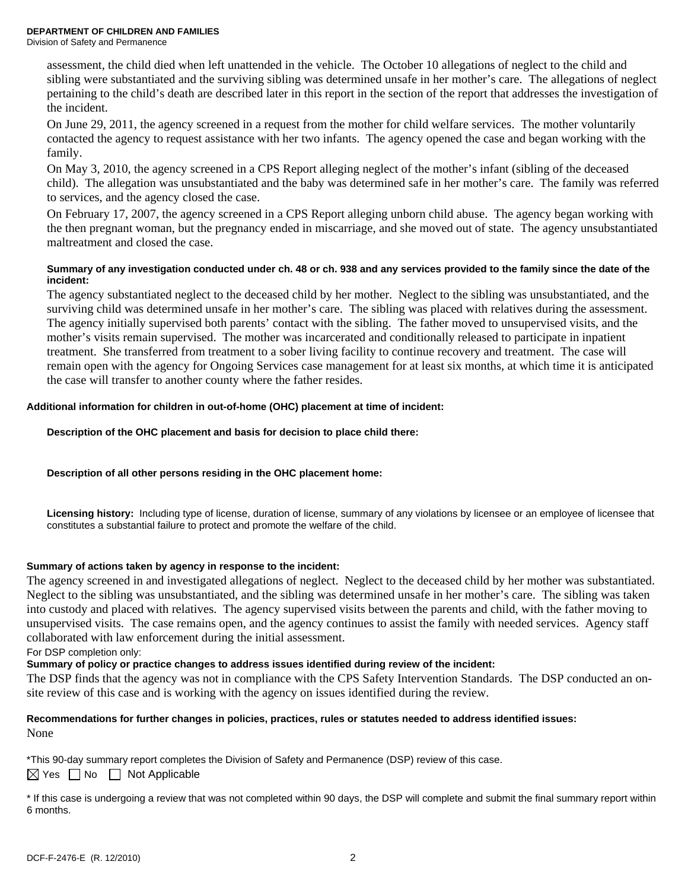assessment, the child died when left unattended in the vehicle. The October 10 allegations of neglect to the child and sibling were substantiated and the surviving sibling was determined unsafe in her mother's care. The allegations of neglect pertaining to the child's death are described later in this report in the section of the report that addresses the investigation of the incident.

On June 29, 2011, the agency screened in a request from the mother for child welfare services. The mother voluntarily contacted the agency to request assistance with her two infants. The agency opened the case and began working with the family.

On May 3, 2010, the agency screened in a CPS Report alleging neglect of the mother's infant (sibling of the deceased child). The allegation was unsubstantiated and the baby was determined safe in her mother's care. The family was referred to services, and the agency closed the case.

On February 17, 2007, the agency screened in a CPS Report alleging unborn child abuse. The agency began working with the then pregnant woman, but the pregnancy ended in miscarriage, and she moved out of state. The agency unsubstantiated maltreatment and closed the case.

**Summary of any investigation conducted under ch. 48 or ch. 938 and any services provided to the family since the date of the incident:**

The agency substantiated neglect to the deceased child by her mother. Neglect to the sibling was unsubstantiated, and the surviving child was determined unsafe in her mother's care. The sibling was placed with relatives during the assessment. The agency initially supervised both parents' contact with the sibling. The father moved to unsupervised visits, and the mother's visits remain supervised. The mother was incarcerated and conditionally released to participate in inpatient treatment. She transferred from treatment to a sober living facility to continue recovery and treatment. The case will remain open with the agency for Ongoing Services case management for at least six months, at which time it is anticipated the case will transfer to another county where the father resides.

**Additional information for children in out-of-home (OHC) placement at time of incident:**

**Description of the OHC placement and basis for decision to place child there:**

**Description of all other persons residing in the OHC placement home:**

**Licensing history:** Including type of license, duration of license, summary of any violations by licensee or an employee of licensee that constitutes a substantial failure to protect and promote the welfare of the child.

**Summary of actions taken by agency in response to the incident:**

The agency screened in and investigated allegations of neglect. Neglect to the deceased child by her mother was substantiated. Neglect to the sibling was unsubstantiated, and the sibling was determined unsafe in her mother's care. The sibling was taken into custody and placed with relatives. The agency supervised visits between the parents and child, with the father moving to unsupervised visits. The case remains open, and the agency continues to assist the family with needed services. Agency staff collaborated with law enforcement during the initial assessment.

For DSP completion only:

**Summary of policy or practice changes to address issues identified during review of the incident:**

The DSP finds that the agency was not in compliance with the CPS Safety Intervention Standards. The DSP conducted an on-site review of this case and is working with the agency on issues identified during the review.

**Recommendations for further changes in policies, practices, rules or statutes needed to address identified issues:**

None

*This 90-day summary report completes the Division of Safety and Permanence (DSP) review of this case.

☒ Yes ☐ No ☐ Not Applicable

* If this case is undergoing a review that was not completed within 90 days, the DSP will complete and submit the final summary report within 6 months.

DCF-F-2476-E (R. 12/2010)